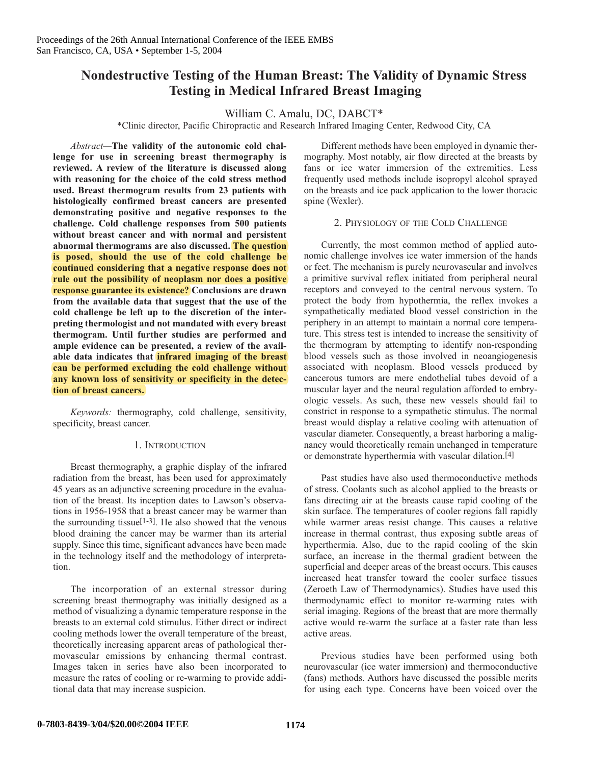Proceedings of the 26th Annual International Conference of the IEEE EMBS
San Francisco, CA, USA • September 1-5, 2004

# Nondestructive Testing of the Human Breast: The Validity of Dynamic Stress Testing in Medical Infrared Breast Imaging

William C. Amalu, DC, DABCT*

*Clinic director, Pacific Chiropractic and Research Infrared Imaging Center, Redwood City, CA

*Abstract*—**The validity of the autonomic cold challenge for use in screening breast thermography is reviewed. A review of the literature is discussed along with reasoning for the choice of the cold stress method used. Breast thermogram results from 23 patients with histologically confirmed breast cancers are presented demonstrating positive and negative responses to the challenge. Cold challenge responses from 500 patients without breast cancer and with normal and persistent abnormal thermograms are also discussed. The question is posed, should the use of the cold challenge be continued considering that a negative response does not rule out the possibility of neoplasm nor does a positive response guarantee its existence? Conclusions are drawn from the available data that suggest that the use of the cold challenge be left up to the discretion of the interpreting thermologist and not mandated with every breast thermogram. Until further studies are performed and ample evidence can be presented, a review of the available data indicates that infrared imaging of the breast can be performed excluding the cold challenge without any known loss of sensitivity or specificity in the detection of breast cancers.**

*Keywords:* thermography, cold challenge, sensitivity, specificity, breast cancer.

## 1. Introduction

Breast thermography, a graphic display of the infrared radiation from the breast, has been used for approximately 45 years as an adjunctive screening procedure in the evaluation of the breast. Its inception dates to Lawson's observations in 1956-1958 that a breast cancer may be warmer than the surrounding tissue[1-3]. He also showed that the venous blood draining the cancer may be warmer than its arterial supply. Since this time, significant advances have been made in the technology itself and the methodology of interpretation.

The incorporation of an external stressor during screening breast thermography was initially designed as a method of visualizing a dynamic temperature response in the breasts to an external cold stimulus. Either direct or indirect cooling methods lower the overall temperature of the breast, theoretically increasing apparent areas of pathological thermovascular emissions by enhancing thermal contrast. Images taken in series have also been incorporated to measure the rates of cooling or re-warming to provide additional data that may increase suspicion.

Different methods have been employed in dynamic thermography. Most notably, air flow directed at the breasts by fans or ice water immersion of the extremities. Less frequently used methods include isopropyl alcohol sprayed on the breasts and ice pack application to the lower thoracic spine (Wexler).

## 2. Physiology of the Cold Challenge

Currently, the most common method of applied autonomic challenge involves ice water immersion of the hands or feet. The mechanism is purely neurovascular and involves a primitive survival reflex initiated from peripheral neural receptors and conveyed to the central nervous system. To protect the body from hypothermia, the reflex invokes a sympathetically mediated blood vessel constriction in the periphery in an attempt to maintain a normal core temperature. This stress test is intended to increase the sensitivity of the thermogram by attempting to identify non-responding blood vessels such as those involved in neoangiogenesis associated with neoplasm. Blood vessels produced by cancerous tumors are mere endothelial tubes devoid of a muscular layer and the neural regulation afforded to embryologic vessels. As such, these new vessels should fail to constrict in response to a sympathetic stimulus. The normal breast would display a relative cooling with attenuation of vascular diameter. Consequently, a breast harboring a malignancy would theoretically remain unchanged in temperature or demonstrate hyperthermia with vascular dilation.[4]

Past studies have also used thermoconductive methods of stress. Coolants such as alcohol applied to the breasts or fans directing air at the breasts cause rapid cooling of the skin surface. The temperatures of cooler regions fall rapidly while warmer areas resist change. This causes a relative increase in thermal contrast, thus exposing subtle areas of hyperthermia. Also, due to the rapid cooling of the skin surface, an increase in the thermal gradient between the superficial and deeper areas of the breast occurs. This causes increased heat transfer toward the cooler surface tissues (Zeroeth Law of Thermodynamics). Studies have used this thermodynamic effect to monitor re-warming rates with serial imaging. Regions of the breast that are more thermally active would re-warm the surface at a faster rate than less active areas.

Previous studies have been performed using both neurovascular (ice water immersion) and thermoconductive (fans) methods. Authors have discussed the possible merits for using each type. Concerns have been voiced over the

0-7803-8439-3/04/$20.00©2004 IEEE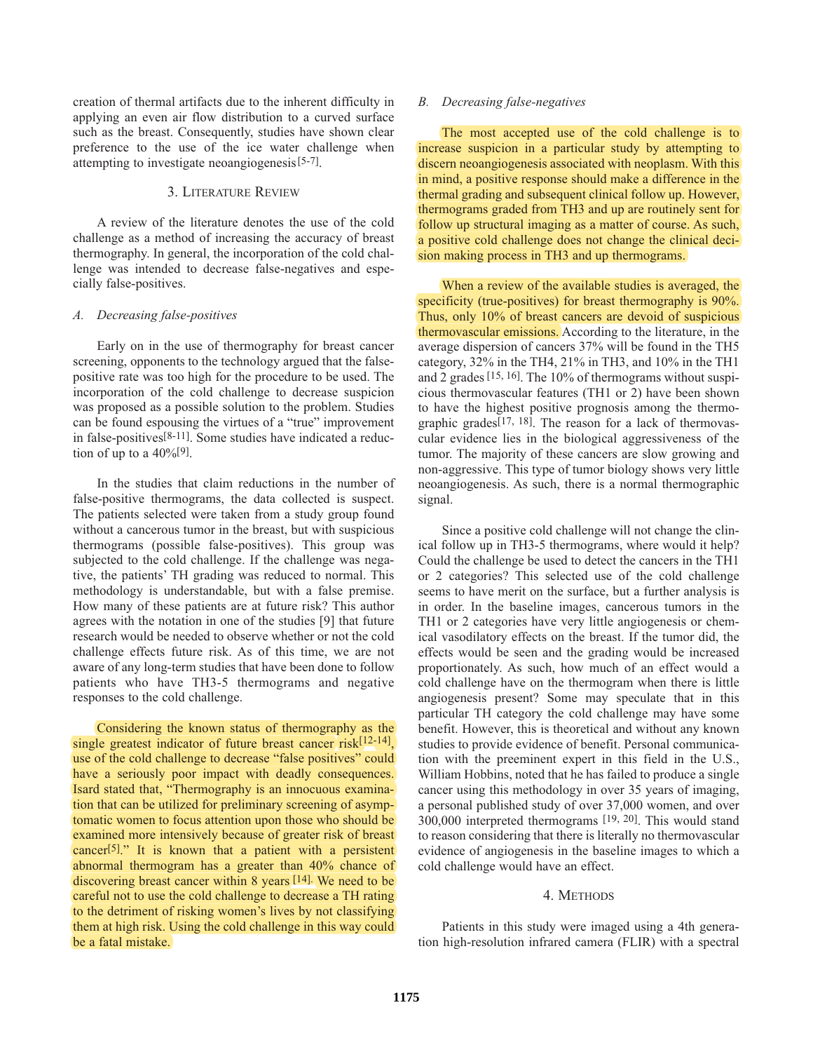creation of thermal artifacts due to the inherent difficulty in applying an even air flow distribution to a curved surface such as the breast. Consequently, studies have shown clear preference to the use of the ice water challenge when attempting to investigate neoangiogenesis[5-7].

## 3. Literature Review

A review of the literature denotes the use of the cold challenge as a method of increasing the accuracy of breast thermography. In general, the incorporation of the cold challenge was intended to decrease false-negatives and especially false-positives.

### *A. Decreasing false-positives*

Early on in the use of thermography for breast cancer screening, opponents to the technology argued that the false-positive rate was too high for the procedure to be used. The incorporation of the cold challenge to decrease suspicion was proposed as a possible solution to the problem. Studies can be found espousing the virtues of a "true" improvement in false-positives[8-11]. Some studies have indicated a reduction of up to a 40%[9].

In the studies that claim reductions in the number of false-positive thermograms, the data collected is suspect. The patients selected were taken from a study group found without a cancerous tumor in the breast, but with suspicious thermograms (possible false-positives). This group was subjected to the cold challenge. If the challenge was negative, the patients' TH grading was reduced to normal. This methodology is understandable, but with a false premise. How many of these patients are at future risk? This author agrees with the notation in one of the studies [9] that future research would be needed to observe whether or not the cold challenge effects future risk. As of this time, we are not aware of any long-term studies that have been done to follow patients who have TH3-5 thermograms and negative responses to the cold challenge.

Considering the known status of thermography as the single greatest indicator of future breast cancer risk[12-14], use of the cold challenge to decrease "false positives" could have a seriously poor impact with deadly consequences. Isard stated that, "Thermography is an innocuous examination that can be utilized for preliminary screening of asymptomatic women to focus attention upon those who should be examined more intensively because of greater risk of breast cancer[5]." It is known that a patient with a persistent abnormal thermogram has a greater than 40% chance of discovering breast cancer within 8 years [14]. We need to be careful not to use the cold challenge to decrease a TH rating to the detriment of risking women's lives by not classifying them at high risk. Using the cold challenge in this way could be a fatal mistake.

### *B. Decreasing false-negatives*

The most accepted use of the cold challenge is to increase suspicion in a particular study by attempting to discern neoangiogenesis associated with neoplasm. With this in mind, a positive response should make a difference in the thermal grading and subsequent clinical follow up. However, thermograms graded from TH3 and up are routinely sent for follow up structural imaging as a matter of course. As such, a positive cold challenge does not change the clinical decision making process in TH3 and up thermograms.

When a review of the available studies is averaged, the specificity (true-positives) for breast thermography is 90%. Thus, only 10% of breast cancers are devoid of suspicious thermovascular emissions. According to the literature, in the average dispersion of cancers 37% will be found in the TH5 category, 32% in the TH4, 21% in TH3, and 10% in the TH1 and 2 grades [15, 16]. The 10% of thermograms without suspicious thermovascular features (TH1 or 2) have been shown to have the highest positive prognosis among the thermographic grades[17, 18]. The reason for a lack of thermovascular evidence lies in the biological aggressiveness of the tumor. The majority of these cancers are slow growing and non-aggressive. This type of tumor biology shows very little neoangiogenesis. As such, there is a normal thermographic signal.

Since a positive cold challenge will not change the clinical follow up in TH3-5 thermograms, where would it help? Could the challenge be used to detect the cancers in the TH1 or 2 categories? This selected use of the cold challenge seems to have merit on the surface, but a further analysis is in order. In the baseline images, cancerous tumors in the TH1 or 2 categories have very little angiogenesis or chemical vasodilatory effects on the breast. If the tumor did, the effects would be seen and the grading would be increased proportionately. As such, how much of an effect would a cold challenge have on the thermogram when there is little angiogenesis present? Some may speculate that in this particular TH category the cold challenge may have some benefit. However, this is theoretical and without any known studies to provide evidence of benefit. Personal communication with the preeminent expert in this field in the U.S., William Hobbins, noted that he has failed to produce a single cancer using this methodology in over 35 years of imaging, a personal published study of over 37,000 women, and over 300,000 interpreted thermograms [19, 20]. This would stand to reason considering that there is literally no thermovascular evidence of angiogenesis in the baseline images to which a cold challenge would have an effect.

## 4. Methods

Patients in this study were imaged using a 4th generation high-resolution infrared camera (FLIR) with a spectral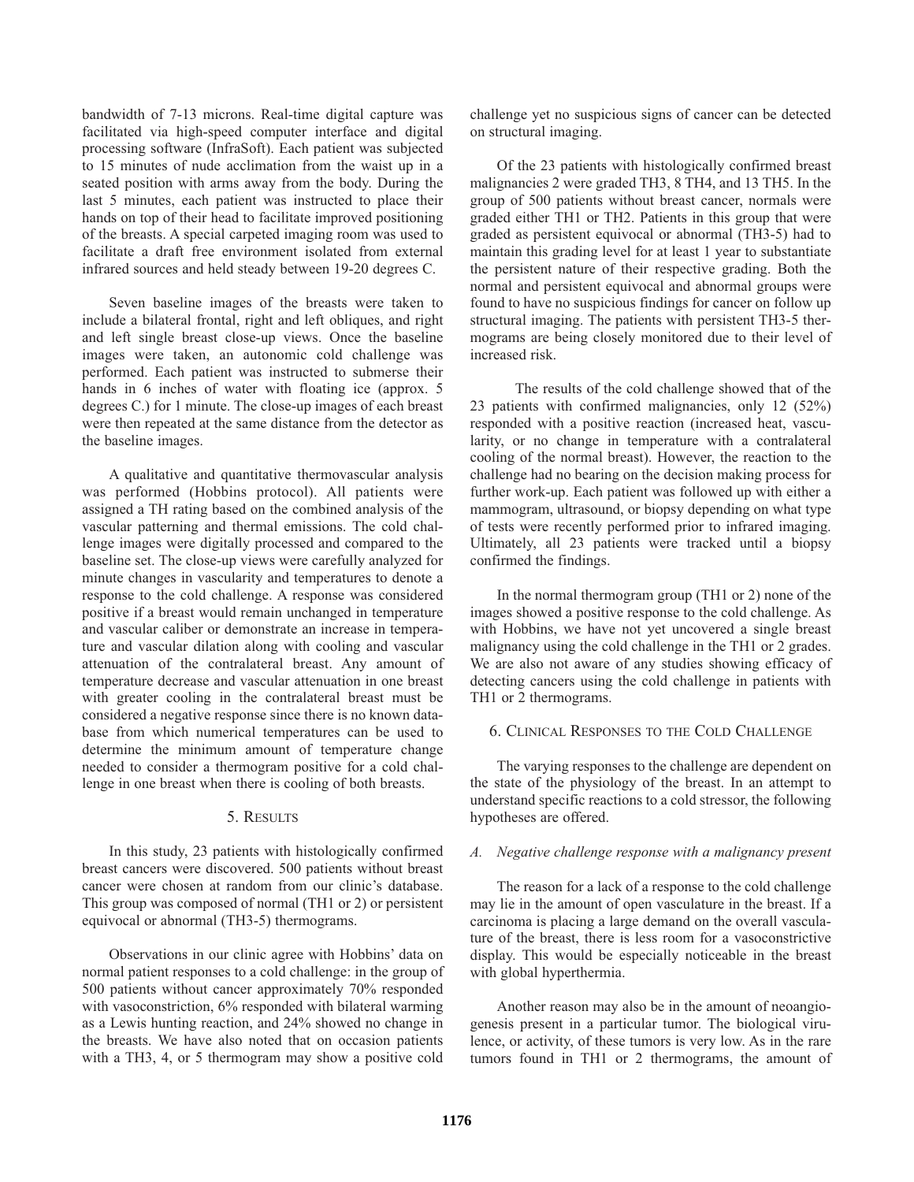bandwidth of 7-13 microns. Real-time digital capture was facilitated via high-speed computer interface and digital processing software (InfraSoft). Each patient was subjected to 15 minutes of nude acclimation from the waist up in a seated position with arms away from the body. During the last 5 minutes, each patient was instructed to place their hands on top of their head to facilitate improved positioning of the breasts. A special carpeted imaging room was used to facilitate a draft free environment isolated from external infrared sources and held steady between 19-20 degrees C.

Seven baseline images of the breasts were taken to include a bilateral frontal, right and left obliques, and right and left single breast close-up views. Once the baseline images were taken, an autonomic cold challenge was performed. Each patient was instructed to submerse their hands in 6 inches of water with floating ice (approx. 5 degrees C.) for 1 minute. The close-up images of each breast were then repeated at the same distance from the detector as the baseline images.

A qualitative and quantitative thermovascular analysis was performed (Hobbins protocol). All patients were assigned a TH rating based on the combined analysis of the vascular patterning and thermal emissions. The cold challenge images were digitally processed and compared to the baseline set. The close-up views were carefully analyzed for minute changes in vascularity and temperatures to denote a response to the cold challenge. A response was considered positive if a breast would remain unchanged in temperature and vascular caliber or demonstrate an increase in temperature and vascular dilation along with cooling and vascular attenuation of the contralateral breast. Any amount of temperature decrease and vascular attenuation in one breast with greater cooling in the contralateral breast must be considered a negative response since there is no known database from which numerical temperatures can be used to determine the minimum amount of temperature change needed to consider a thermogram positive for a cold challenge in one breast when there is cooling of both breasts.

## 5. Results

In this study, 23 patients with histologically confirmed breast cancers were discovered. 500 patients without breast cancer were chosen at random from our clinic's database. This group was composed of normal (TH1 or 2) or persistent equivocal or abnormal (TH3-5) thermograms.

Observations in our clinic agree with Hobbins' data on normal patient responses to a cold challenge: in the group of 500 patients without cancer approximately 70% responded with vasoconstriction, 6% responded with bilateral warming as a Lewis hunting reaction, and 24% showed no change in the breasts. We have also noted that on occasion patients with a TH3, 4, or 5 thermogram may show a positive cold challenge yet no suspicious signs of cancer can be detected on structural imaging.

Of the 23 patients with histologically confirmed breast malignancies 2 were graded TH3, 8 TH4, and 13 TH5. In the group of 500 patients without breast cancer, normals were graded either TH1 or TH2. Patients in this group that were graded as persistent equivocal or abnormal (TH3-5) had to maintain this grading level for at least 1 year to substantiate the persistent nature of their respective grading. Both the normal and persistent equivocal and abnormal groups were found to have no suspicious findings for cancer on follow up structural imaging. The patients with persistent TH3-5 thermograms are being closely monitored due to their level of increased risk.

The results of the cold challenge showed that of the 23 patients with confirmed malignancies, only 12 (52%) responded with a positive reaction (increased heat, vascularity, or no change in temperature with a contralateral cooling of the normal breast). However, the reaction to the challenge had no bearing on the decision making process for further work-up. Each patient was followed up with either a mammogram, ultrasound, or biopsy depending on what type of tests were recently performed prior to infrared imaging. Ultimately, all 23 patients were tracked until a biopsy confirmed the findings.

In the normal thermogram group (TH1 or 2) none of the images showed a positive response to the cold challenge. As with Hobbins, we have not yet uncovered a single breast malignancy using the cold challenge in the TH1 or 2 grades. We are also not aware of any studies showing efficacy of detecting cancers using the cold challenge in patients with TH1 or 2 thermograms.

## 6. Clinical Responses to the Cold Challenge

The varying responses to the challenge are dependent on the state of the physiology of the breast. In an attempt to understand specific reactions to a cold stressor, the following hypotheses are offered.

### *A. Negative challenge response with a malignancy present*

The reason for a lack of a response to the cold challenge may lie in the amount of open vasculature in the breast. If a carcinoma is placing a large demand on the overall vasculature of the breast, there is less room for a vasoconstrictive display. This would be especially noticeable in the breast with global hyperthermia.

Another reason may also be in the amount of neoangiogenesis present in a particular tumor. The biological virulence, or activity, of these tumors is very low. As in the rare tumors found in TH1 or 2 thermograms, the amount of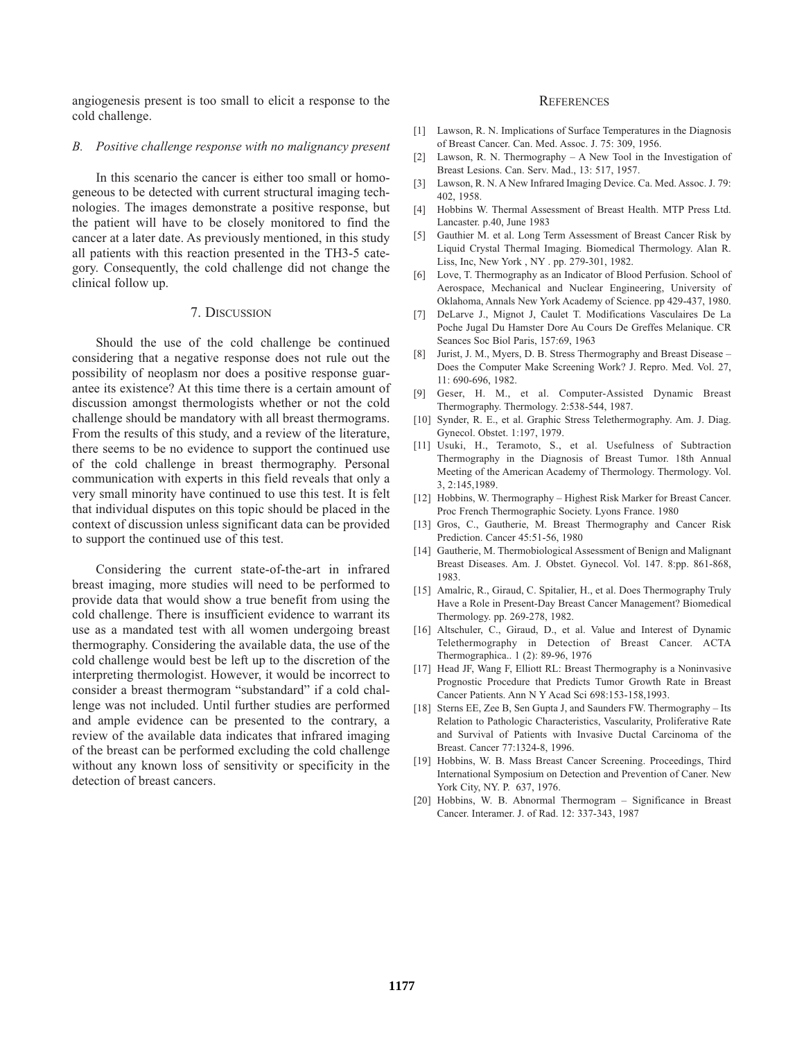angiogenesis present is too small to elicit a response to the cold challenge.

*B. Positive challenge response with no malignancy present*

In this scenario the cancer is either too small or homogeneous to be detected with current structural imaging technologies. The images demonstrate a positive response, but the patient will have to be closely monitored to find the cancer at a later date. As previously mentioned, in this study all patients with this reaction presented in the TH3-5 category. Consequently, the cold challenge did not change the clinical follow up.

## 7. Discussion

Should the use of the cold challenge be continued considering that a negative response does not rule out the possibility of neoplasm nor does a positive response guarantee its existence? At this time there is a certain amount of discussion amongst thermologists whether or not the cold challenge should be mandatory with all breast thermograms. From the results of this study, and a review of the literature, there seems to be no evidence to support the continued use of the cold challenge in breast thermography. Personal communication with experts in this field reveals that only a very small minority have continued to use this test. It is felt that individual disputes on this topic should be placed in the context of discussion unless significant data can be provided to support the continued use of this test.

Considering the current state-of-the-art in infrared breast imaging, more studies will need to be performed to provide data that would show a true benefit from using the cold challenge. There is insufficient evidence to warrant its use as a mandated test with all women undergoing breast thermography. Considering the available data, the use of the cold challenge would best be left up to the discretion of the interpreting thermologist. However, it would be incorrect to consider a breast thermogram "substandard" if a cold challenge was not included. Until further studies are performed and ample evidence can be presented to the contrary, a review of the available data indicates that infrared imaging of the breast can be performed excluding the cold challenge without any known loss of sensitivity or specificity in the detection of breast cancers.

## References

[1] Lawson, R. N. Implications of Surface Temperatures in the Diagnosis of Breast Cancer. Can. Med. Assoc. J. 75: 309, 1956.

[2] Lawson, R. N. Thermography – A New Tool in the Investigation of Breast Lesions. Can. Serv. Mad., 13: 517, 1957.

[3] Lawson, R. N. A New Infrared Imaging Device. Ca. Med. Assoc. J. 79: 402, 1958.

[4] Hobbins W. Thermal Assessment of Breast Health. MTP Press Ltd. Lancaster. p.40, June 1983

[5] Gauthier M. et al. Long Term Assessment of Breast Cancer Risk by Liquid Crystal Thermal Imaging. Biomedical Thermology. Alan R. Liss, Inc, New York , NY . pp. 279-301, 1982.

[6] Love, T. Thermography as an Indicator of Blood Perfusion. School of Aerospace, Mechanical and Nuclear Engineering, University of Oklahoma, Annals New York Academy of Science. pp 429-437, 1980.

[7] DeLarve J., Mignot J, Caulet T. Modifications Vasculaires De La Poche Jugal Du Hamster Dore Au Cours De Greffes Melanique. CR Seances Soc Biol Paris, 157:69, 1963

[8] Jurist, J. M., Myers, D. B. Stress Thermography and Breast Disease – Does the Computer Make Screening Work? J. Repro. Med. Vol. 27, 11: 690-696, 1982.

[9] Geser, H. M., et al. Computer-Assisted Dynamic Breast Thermography. Thermology. 2:538-544, 1987.

[10] Synder, R. E., et al. Graphic Stress Telethermography. Am. J. Diag. Gynecol. Obstet. 1:197, 1979.

[11] Usuki, H., Teramoto, S., et al. Usefulness of Subtraction Thermography in the Diagnosis of Breast Tumor. 18th Annual Meeting of the American Academy of Thermology. Thermology. Vol. 3, 2:145,1989.

[12] Hobbins, W. Thermography – Highest Risk Marker for Breast Cancer. Proc French Thermographic Society. Lyons France. 1980

[13] Gros, C., Gautherie, M. Breast Thermography and Cancer Risk Prediction. Cancer 45:51-56, 1980

[14] Gautherie, M. Thermobiological Assessment of Benign and Malignant Breast Diseases. Am. J. Obstet. Gynecol. Vol. 147. 8:pp. 861-868, 1983.

[15] Amalric, R., Giraud, C. Spitalier, H., et al. Does Thermography Truly Have a Role in Present-Day Breast Cancer Management? Biomedical Thermology. pp. 269-278, 1982.

[16] Altschuler, C., Giraud, D., et al. Value and Interest of Dynamic Telethermography in Detection of Breast Cancer. ACTA Thermographica.. 1 (2): 89-96, 1976

[17] Head JF, Wang F, Elliott RL: Breast Thermography is a Noninvasive Prognostic Procedure that Predicts Tumor Growth Rate in Breast Cancer Patients. Ann N Y Acad Sci 698:153-158,1993.

[18] Sterns EE, Zee B, Sen Gupta J, and Saunders FW. Thermography – Its Relation to Pathologic Characteristics, Vascularity, Proliferative Rate and Survival of Patients with Invasive Ductal Carcinoma of the Breast. Cancer 77:1324-8, 1996.

[19] Hobbins, W. B. Mass Breast Cancer Screening. Proceedings, Third International Symposium on Detection and Prevention of Caner. New York City, NY. P. 637, 1976.

[20] Hobbins, W. B. Abnormal Thermogram – Significance in Breast Cancer. Interamer. J. of Rad. 12: 337-343, 1987